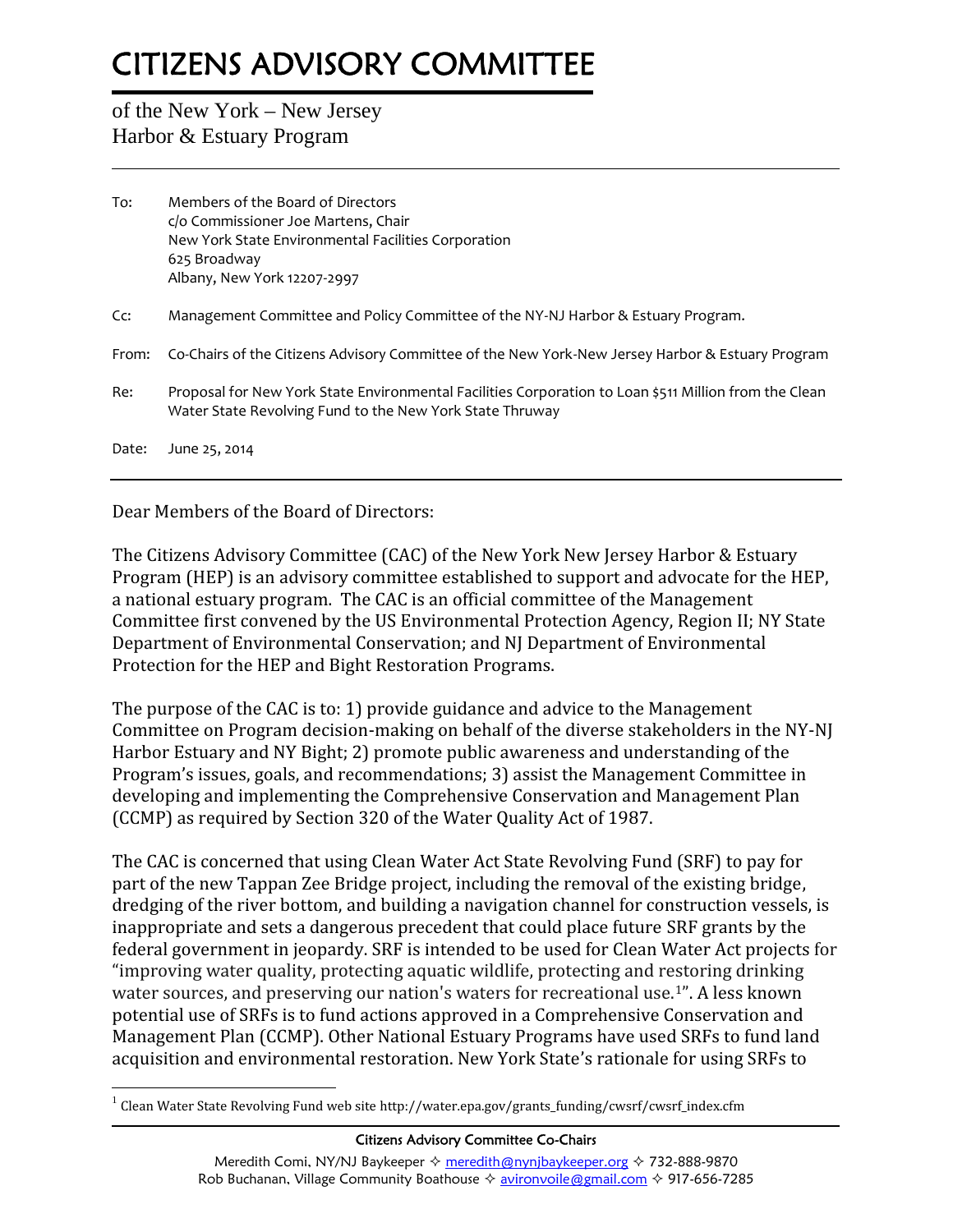# CITIZENS ADVISORY COMMITTEE

of the New York – New Jersey
Harbor & Estuary Program

---

To: Members of the Board of Directors
c/o Commissioner Joe Martens, Chair
New York State Environmental Facilities Corporation
625 Broadway
Albany, New York 12207-2997

Cc: Management Committee and Policy Committee of the NY-NJ Harbor & Estuary Program.

From: Co-Chairs of the Citizens Advisory Committee of the New York-New Jersey Harbor & Estuary Program

Re: Proposal for New York State Environmental Facilities Corporation to Loan $511 Million from the Clean Water State Revolving Fund to the New York State Thruway

Date: June 25, 2014

---

Dear Members of the Board of Directors:

The Citizens Advisory Committee (CAC) of the New York New Jersey Harbor & Estuary Program (HEP) is an advisory committee established to support and advocate for the HEP, a national estuary program. The CAC is an official committee of the Management Committee first convened by the US Environmental Protection Agency, Region II; NY State Department of Environmental Conservation; and NJ Department of Environmental Protection for the HEP and Bight Restoration Programs.

The purpose of the CAC is to: 1) provide guidance and advice to the Management Committee on Program decision-making on behalf of the diverse stakeholders in the NY-NJ Harbor Estuary and NY Bight; 2) promote public awareness and understanding of the Program's issues, goals, and recommendations; 3) assist the Management Committee in developing and implementing the Comprehensive Conservation and Management Plan (CCMP) as required by Section 320 of the Water Quality Act of 1987.

The CAC is concerned that using Clean Water Act State Revolving Fund (SRF) to pay for part of the new Tappan Zee Bridge project, including the removal of the existing bridge, dredging of the river bottom, and building a navigation channel for construction vessels, is inappropriate and sets a dangerous precedent that could place future SRF grants by the federal government in jeopardy. SRF is intended to be used for Clean Water Act projects for "improving water quality, protecting aquatic wildlife, protecting and restoring drinking water sources, and preserving our nation's waters for recreational use.[1]". A less known potential use of SRFs is to fund actions approved in a Comprehensive Conservation and Management Plan (CCMP). Other National Estuary Programs have used SRFs to fund land acquisition and environmental restoration. New York State's rationale for using SRFs to

[1] Clean Water State Revolving Fund web site http://water.epa.gov/grants_funding/cwsrf/cwsrf_index.cfm

---

Citizens Advisory Committee Co-Chairs

Meredith Comi, NY/NJ Baykeeper ✧ meredith@nynjbaykeeper.org ✧ 732-888-9870
Rob Buchanan, Village Community Boathouse ✧ avironvoile@gmail.com ✧ 917-656-7285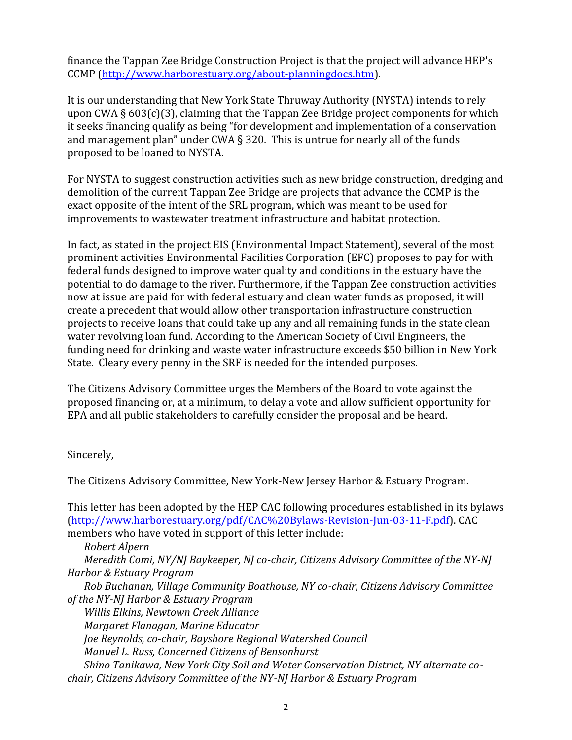finance the Tappan Zee Bridge Construction Project is that the project will advance HEP's CCMP (http://www.harborestuary.org/about-planningdocs.htm).

It is our understanding that New York State Thruway Authority (NYSTA) intends to rely upon CWA § 603(c)(3), claiming that the Tappan Zee Bridge project components for which it seeks financing qualify as being "for development and implementation of a conservation and management plan" under CWA § 320. This is untrue for nearly all of the funds proposed to be loaned to NYSTA.

For NYSTA to suggest construction activities such as new bridge construction, dredging and demolition of the current Tappan Zee Bridge are projects that advance the CCMP is the exact opposite of the intent of the SRL program, which was meant to be used for improvements to wastewater treatment infrastructure and habitat protection.

In fact, as stated in the project EIS (Environmental Impact Statement), several of the most prominent activities Environmental Facilities Corporation (EFC) proposes to pay for with federal funds designed to improve water quality and conditions in the estuary have the potential to do damage to the river. Furthermore, if the Tappan Zee construction activities now at issue are paid for with federal estuary and clean water funds as proposed, it will create a precedent that would allow other transportation infrastructure construction projects to receive loans that could take up any and all remaining funds in the state clean water revolving loan fund. According to the American Society of Civil Engineers, the funding need for drinking and waste water infrastructure exceeds $50 billion in New York State. Cleary every penny in the SRF is needed for the intended purposes.

The Citizens Advisory Committee urges the Members of the Board to vote against the proposed financing or, at a minimum, to delay a vote and allow sufficient opportunity for EPA and all public stakeholders to carefully consider the proposal and be heard.

Sincerely,

The Citizens Advisory Committee, New York-New Jersey Harbor & Estuary Program.

This letter has been adopted by the HEP CAC following procedures established in its bylaws (http://www.harborestuary.org/pdf/CAC%20Bylaws-Revision-Jun-03-11-F.pdf). CAC members who have voted in support of this letter include:

*Robert Alpern*

*Meredith Comi, NY/NJ Baykeeper, NJ co-chair, Citizens Advisory Committee of the NY-NJ Harbor & Estuary Program*

*Rob Buchanan, Village Community Boathouse, NY co-chair, Citizens Advisory Committee of the NY-NJ Harbor & Estuary Program*

*Willis Elkins, Newtown Creek Alliance*

*Margaret Flanagan, Marine Educator*

*Joe Reynolds, co-chair, Bayshore Regional Watershed Council*

*Manuel L. Russ, Concerned Citizens of Bensonhurst*

*Shino Tanikawa, New York City Soil and Water Conservation District, NY alternate co-chair, Citizens Advisory Committee of the NY-NJ Harbor & Estuary Program*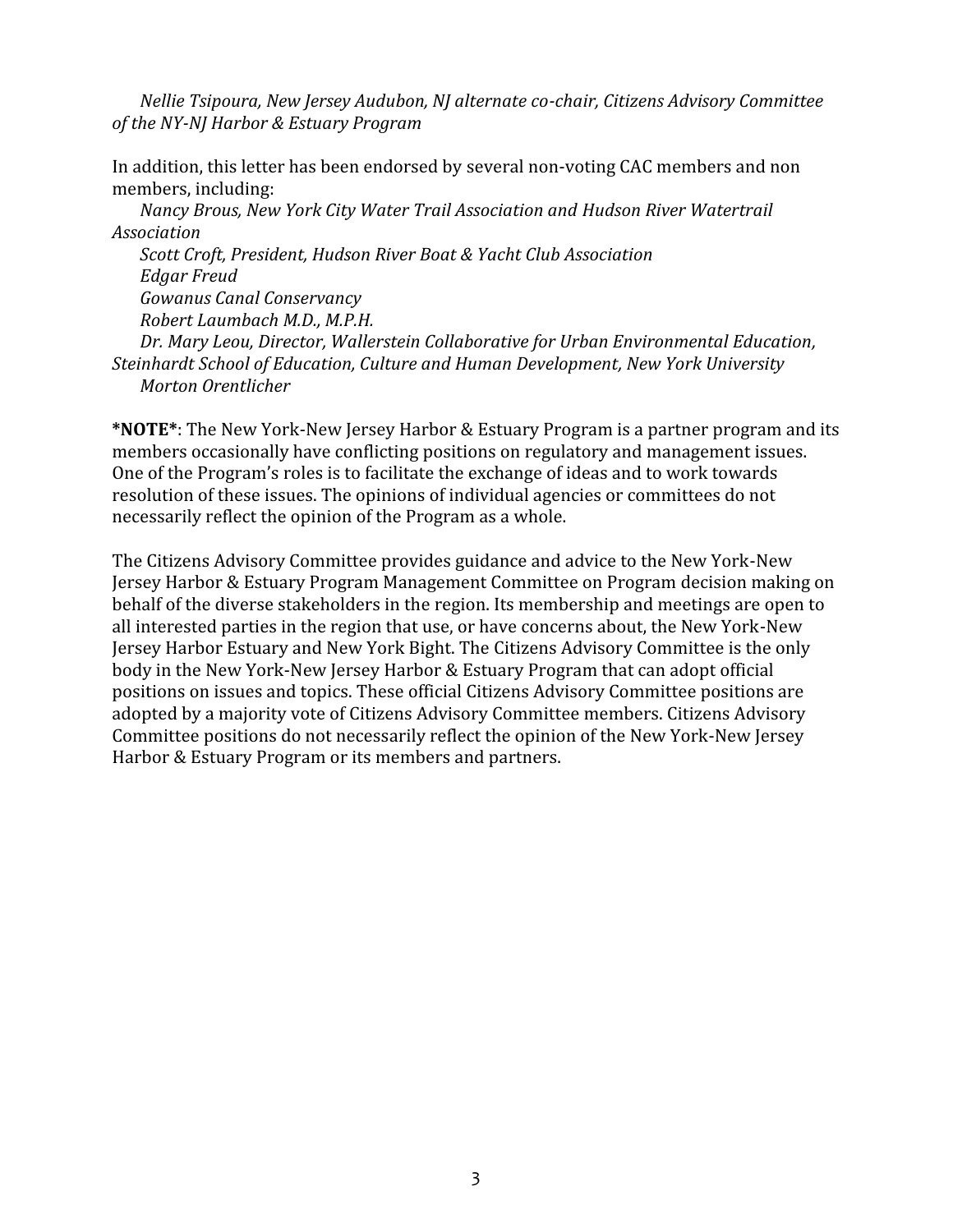*Nellie Tsipoura, New Jersey Audubon, NJ alternate co-chair, Citizens Advisory Committee of the NY-NJ Harbor & Estuary Program*

In addition, this letter has been endorsed by several non-voting CAC members and non members, including:

*Nancy Brous, New York City Water Trail Association and Hudson River Watertrail Association*
*Scott Croft, President, Hudson River Boat & Yacht Club Association*
*Edgar Freud*
*Gowanus Canal Conservancy*
*Robert Laumbach M.D., M.P.H.*
*Dr. Mary Leou, Director, Wallerstein Collaborative for Urban Environmental Education, Steinhardt School of Education, Culture and Human Development, New York University*
*Morton Orentlicher*

**\*NOTE\***: The New York-New Jersey Harbor & Estuary Program is a partner program and its members occasionally have conflicting positions on regulatory and management issues. One of the Program's roles is to facilitate the exchange of ideas and to work towards resolution of these issues. The opinions of individual agencies or committees do not necessarily reflect the opinion of the Program as a whole.

The Citizens Advisory Committee provides guidance and advice to the New York-New Jersey Harbor & Estuary Program Management Committee on Program decision making on behalf of the diverse stakeholders in the region. Its membership and meetings are open to all interested parties in the region that use, or have concerns about, the New York-New Jersey Harbor Estuary and New York Bight. The Citizens Advisory Committee is the only body in the New York-New Jersey Harbor & Estuary Program that can adopt official positions on issues and topics. These official Citizens Advisory Committee positions are adopted by a majority vote of Citizens Advisory Committee members. Citizens Advisory Committee positions do not necessarily reflect the opinion of the New York-New Jersey Harbor & Estuary Program or its members and partners.